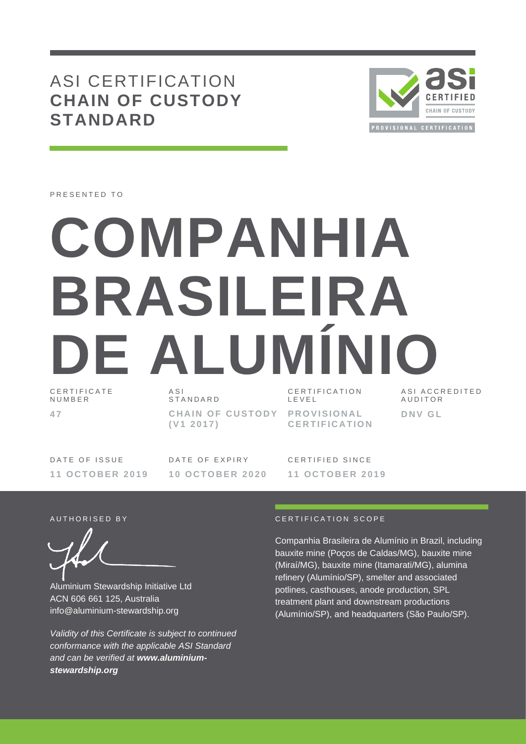# ASI CERTIFICATION
## CHAIN OF CUSTODY STANDARD

PRESENTED TO

# COMPANHIA BRASILEIRA DE ALUMÍNIO

| CERTIFICATE NUMBER | ASI STANDARD | CERTIFICATION LEVEL | ASI ACCREDITED AUDITOR |
|---|---|---|---|
| **47** | **CHAIN OF CUSTODY (V1 2017)** | **PROVISIONAL CERTIFICATION** | **DNV GL** |

| DATE OF ISSUE | DATE OF EXPIRY | CERTIFIED SINCE |
|---|---|---|
| **11 OCTOBER 2019** | **10 OCTOBER 2020** | **11 OCTOBER 2019** |

AUTHORISED BY

Aluminium Stewardship Initiative Ltd
ACN 606 661 125, Australia
info@aluminium-stewardship.org

*Validity of this Certificate is subject to continued conformance with the applicable ASI Standard and can be verified at **www.aluminium-stewardship.org***

CERTIFICATION SCOPE

Companhia Brasileira de Alumínio in Brazil, including bauxite mine (Poços de Caldas/MG), bauxite mine (Miraí/MG), bauxite mine (Itamarati/MG), alumina refinery (Alumínio/SP), smelter and associated potlines, casthouses, anode production, SPL treatment plant and downstream productions (Alumínio/SP), and headquarters (São Paulo/SP).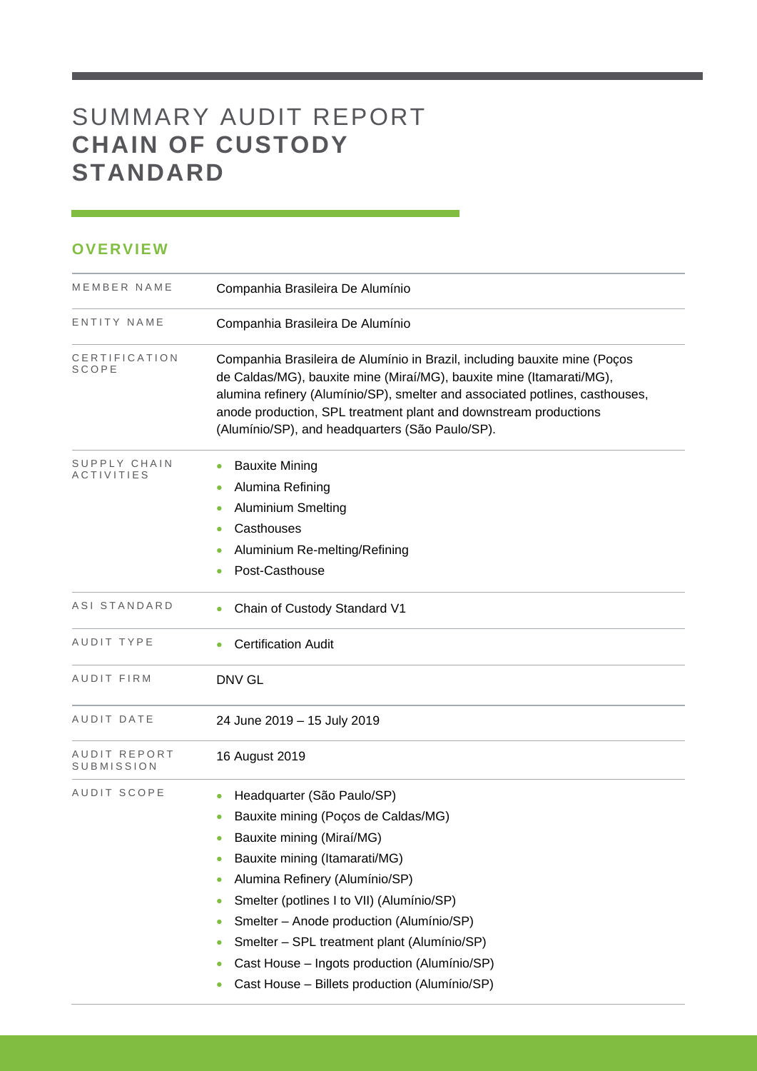# SUMMARY AUDIT REPORT **CHAIN OF CUSTODY STANDARD**

## OVERVIEW

| | |
|---|---|
| MEMBER NAME | Companhia Brasileira De Alumínio |
| ENTITY NAME | Companhia Brasileira De Alumínio |
| CERTIFICATION SCOPE | Companhia Brasileira de Alumínio in Brazil, including bauxite mine (Poços de Caldas/MG), bauxite mine (Miraí/MG), bauxite mine (Itamarati/MG), alumina refinery (Alumínio/SP), smelter and associated potlines, casthouses, anode production, SPL treatment plant and downstream productions (Alumínio/SP), and headquarters (São Paulo/SP). |
| SUPPLY CHAIN ACTIVITIES | • Bauxite Mining<br>• Alumina Refining<br>• Aluminium Smelting<br>• Casthouses<br>• Aluminium Re-melting/Refining<br>• Post-Casthouse |
| ASI STANDARD | • Chain of Custody Standard V1 |
| AUDIT TYPE | • Certification Audit |
| AUDIT FIRM | DNV GL |
| AUDIT DATE | 24 June 2019 – 15 July 2019 |
| AUDIT REPORT SUBMISSION | 16 August 2019 |
| AUDIT SCOPE | • Headquarter (São Paulo/SP)<br>• Bauxite mining (Poços de Caldas/MG)<br>• Bauxite mining (Miraí/MG)<br>• Bauxite mining (Itamarati/MG)<br>• Alumina Refinery (Alumínio/SP)<br>• Smelter (potlines I to VII) (Alumínio/SP)<br>• Smelter – Anode production (Alumínio/SP)<br>• Smelter – SPL treatment plant (Alumínio/SP)<br>• Cast House – Ingots production (Alumínio/SP)<br>• Cast House – Billets production (Alumínio/SP) |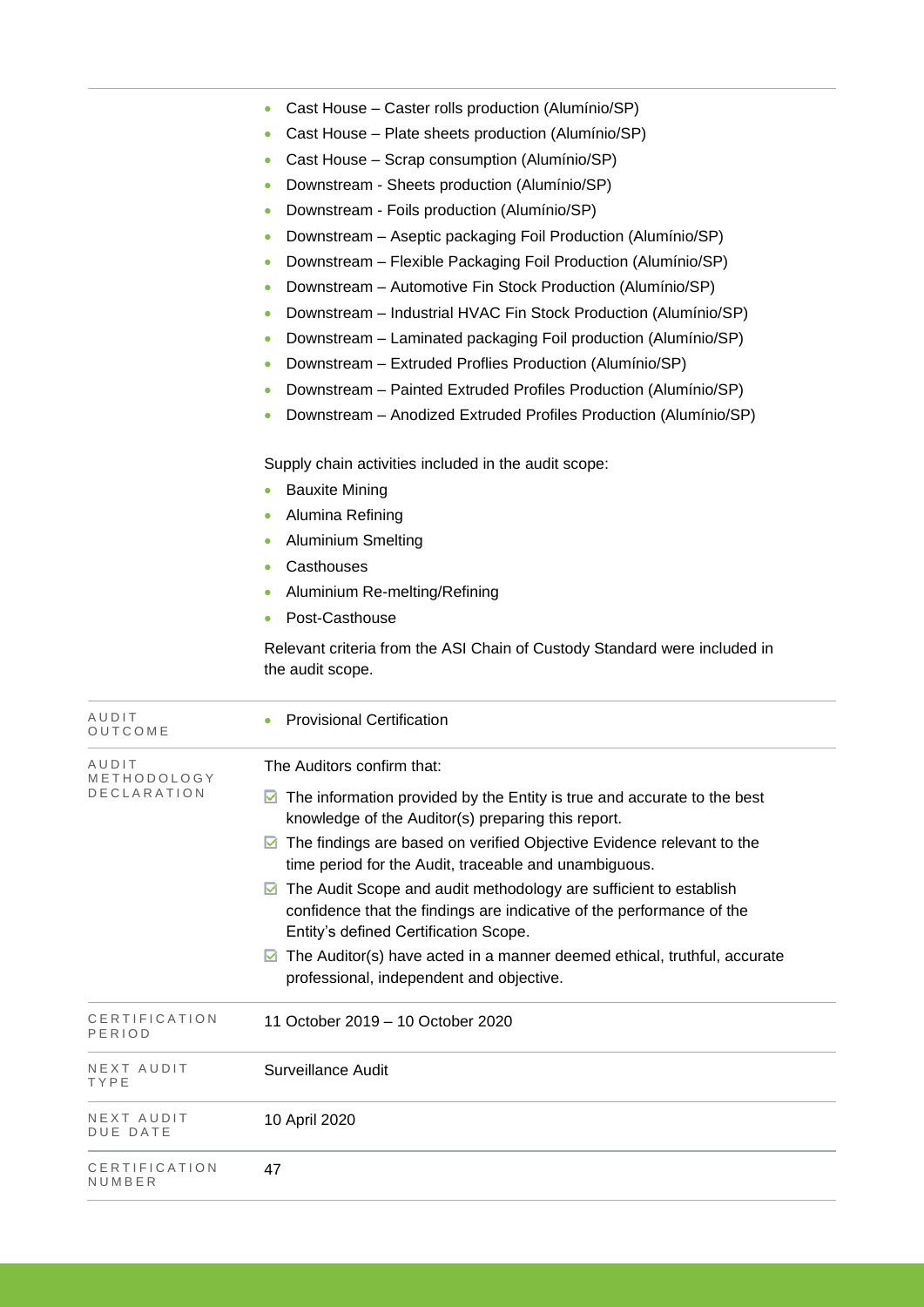|  |  |
|---|---|
|  | - Cast House – Caster rolls production (Alumínio/SP)<br>- Cast House – Plate sheets production (Alumínio/SP)<br>- Cast House – Scrap consumption (Alumínio/SP)<br>- Downstream - Sheets production (Alumínio/SP)<br>- Downstream - Foils production (Alumínio/SP)<br>- Downstream – Aseptic packaging Foil Production (Alumínio/SP)<br>- Downstream – Flexible Packaging Foil Production (Alumínio/SP)<br>- Downstream – Automotive Fin Stock Production (Alumínio/SP)<br>- Downstream – Industrial HVAC Fin Stock Production (Alumínio/SP)<br>- Downstream – Laminated packaging Foil production (Alumínio/SP)<br>- Downstream – Extruded Proflies Production (Alumínio/SP)<br>- Downstream – Painted Extruded Profiles Production (Alumínio/SP)<br>- Downstream – Anodized Extruded Profiles Production (Alumínio/SP)<br><br>Supply chain activities included in the audit scope:<br>- Bauxite Mining<br>- Alumina Refining<br>- Aluminium Smelting<br>- Casthouses<br>- Aluminium Re-melting/Refining<br>- Post-Casthouse<br><br>Relevant criteria from the ASI Chain of Custody Standard were included in the audit scope. |
| AUDIT OUTCOME | - Provisional Certification |
| AUDIT METHODOLOGY DECLARATION | The Auditors confirm that:<br>☑ The information provided by the Entity is true and accurate to the best knowledge of the Auditor(s) preparing this report.<br>☑ The findings are based on verified Objective Evidence relevant to the time period for the Audit, traceable and unambiguous.<br>☑ The Audit Scope and audit methodology are sufficient to establish confidence that the findings are indicative of the performance of the Entity's defined Certification Scope.<br>☑ The Auditor(s) have acted in a manner deemed ethical, truthful, accurate professional, independent and objective. |
| CERTIFICATION PERIOD | 11 October 2019 – 10 October 2020 |
| NEXT AUDIT TYPE | Surveillance Audit |
| NEXT AUDIT DUE DATE | 10 April 2020 |
| CERTIFICATION NUMBER | 47 |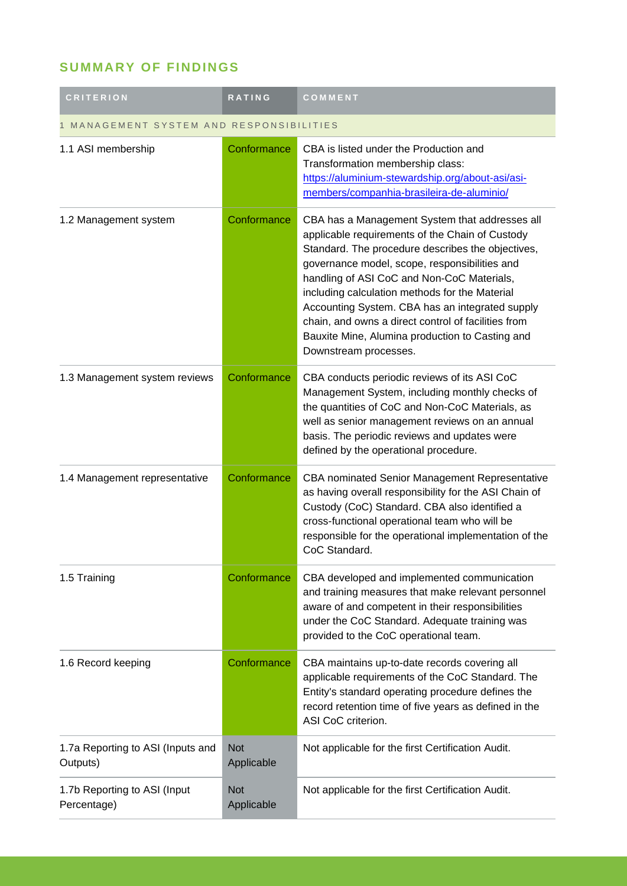## SUMMARY OF FINDINGS

| CRITERION | RATING | COMMENT |
|---|---|---|
| 1 MANAGEMENT SYSTEM AND RESPONSIBILITIES | | |
| 1.1 ASI membership | Conformance | CBA is listed under the Production and Transformation membership class: https://aluminium-stewardship.org/about-asi/asi-members/companhia-brasileira-de-aluminio/ |
| 1.2 Management system | Conformance | CBA has a Management System that addresses all applicable requirements of the Chain of Custody Standard. The procedure describes the objectives, governance model, scope, responsibilities and handling of ASI CoC and Non-CoC Materials, including calculation methods for the Material Accounting System. CBA has an integrated supply chain, and owns a direct control of facilities from Bauxite Mine, Alumina production to Casting and Downstream processes. |
| 1.3 Management system reviews | Conformance | CBA conducts periodic reviews of its ASI CoC Management System, including monthly checks of the quantities of CoC and Non-CoC Materials, as well as senior management reviews on an annual basis. The periodic reviews and updates were defined by the operational procedure. |
| 1.4 Management representative | Conformance | CBA nominated Senior Management Representative as having overall responsibility for the ASI Chain of Custody (CoC) Standard. CBA also identified a cross-functional operational team who will be responsible for the operational implementation of the CoC Standard. |
| 1.5 Training | Conformance | CBA developed and implemented communication and training measures that make relevant personnel aware of and competent in their responsibilities under the CoC Standard. Adequate training was provided to the CoC operational team. |
| 1.6 Record keeping | Conformance | CBA maintains up-to-date records covering all applicable requirements of the CoC Standard. The Entity's standard operating procedure defines the record retention time of five years as defined in the ASI CoC criterion. |
| 1.7a Reporting to ASI (Inputs and Outputs) | Not Applicable | Not applicable for the first Certification Audit. |
| 1.7b Reporting to ASI (Input Percentage) | Not Applicable | Not applicable for the first Certification Audit. |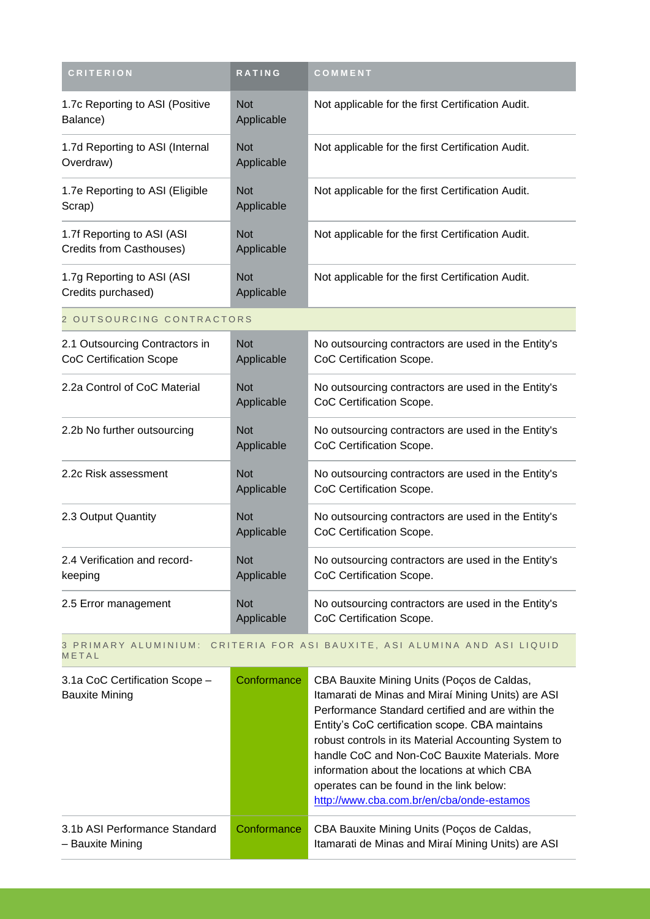| CRITERION | RATING | COMMENT |
| --- | --- | --- |
| 1.7c Reporting to ASI (Positive Balance) | Not Applicable | Not applicable for the first Certification Audit. |
| 1.7d Reporting to ASI (Internal Overdraw) | Not Applicable | Not applicable for the first Certification Audit. |
| 1.7e Reporting to ASI (Eligible Scrap) | Not Applicable | Not applicable for the first Certification Audit. |
| 1.7f Reporting to ASI (ASI Credits from Casthouses) | Not Applicable | Not applicable for the first Certification Audit. |
| 1.7g Reporting to ASI (ASI Credits purchased) | Not Applicable | Not applicable for the first Certification Audit. |
| 2 OUTSOURCING CONTRACTORS | | |
| 2.1 Outsourcing Contractors in CoC Certification Scope | Not Applicable | No outsourcing contractors are used in the Entity's CoC Certification Scope. |
| 2.2a Control of CoC Material | Not Applicable | No outsourcing contractors are used in the Entity's CoC Certification Scope. |
| 2.2b No further outsourcing | Not Applicable | No outsourcing contractors are used in the Entity's CoC Certification Scope. |
| 2.2c Risk assessment | Not Applicable | No outsourcing contractors are used in the Entity's CoC Certification Scope. |
| 2.3 Output Quantity | Not Applicable | No outsourcing contractors are used in the Entity's CoC Certification Scope. |
| 2.4 Verification and record-keeping | Not Applicable | No outsourcing contractors are used in the Entity's CoC Certification Scope. |
| 2.5 Error management | Not Applicable | No outsourcing contractors are used in the Entity's CoC Certification Scope. |
| 3 PRIMARY ALUMINIUM: CRITERIA FOR ASI BAUXITE, ASI ALUMINA AND ASI LIQUID METAL | | |
| 3.1a CoC Certification Scope – Bauxite Mining | Conformance | CBA Bauxite Mining Units (Poços de Caldas, Itamarati de Minas and Miraí Mining Units) are ASI Performance Standard certified and are within the Entity's CoC certification scope. CBA maintains robust controls in its Material Accounting System to handle CoC and Non-CoC Bauxite Materials. More information about the locations at which CBA operates can be found in the link below: http://www.cba.com.br/en/cba/onde-estamos |
| 3.1b ASI Performance Standard – Bauxite Mining | Conformance | CBA Bauxite Mining Units (Poços de Caldas, Itamarati de Minas and Miraí Mining Units) are ASI |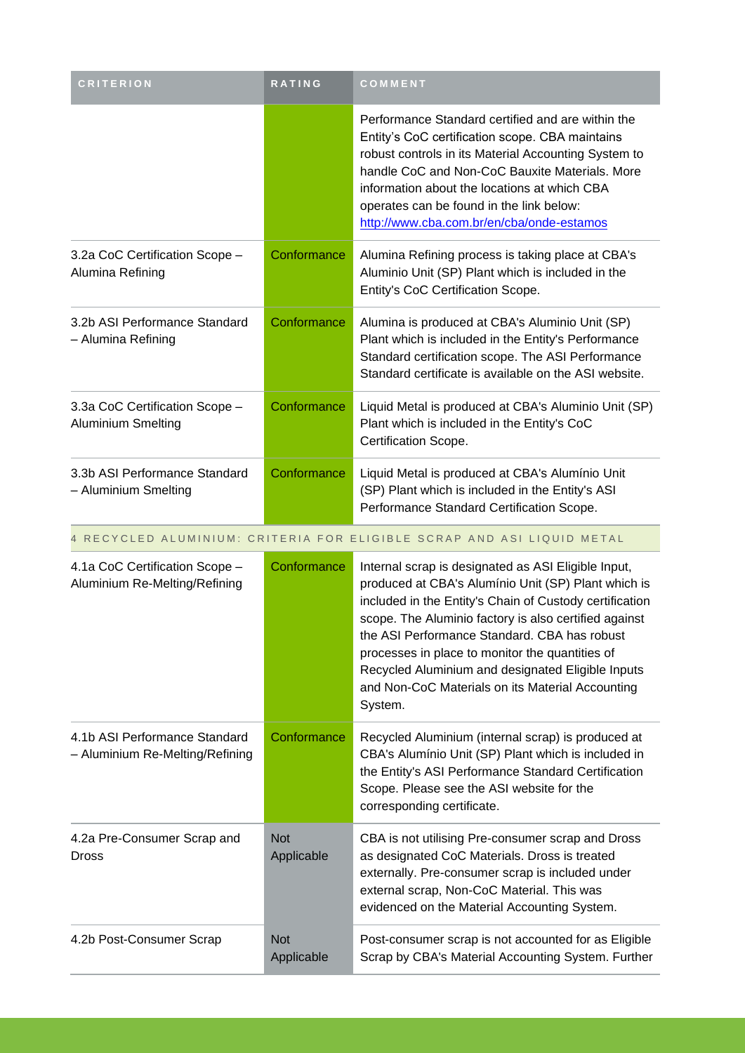| CRITERION | RATING | COMMENT |
| --- | --- | --- |
| | | Performance Standard certified and are within the Entity's CoC certification scope. CBA maintains robust controls in its Material Accounting System to handle CoC and Non-CoC Bauxite Materials. More information about the locations at which CBA operates can be found in the link below: http://www.cba.com.br/en/cba/onde-estamos |
| 3.2a CoC Certification Scope – Alumina Refining | Conformance | Alumina Refining process is taking place at CBA's Aluminio Unit (SP) Plant which is included in the Entity's CoC Certification Scope. |
| 3.2b ASI Performance Standard – Alumina Refining | Conformance | Alumina is produced at CBA's Aluminio Unit (SP) Plant which is included in the Entity's Performance Standard certification scope. The ASI Performance Standard certificate is available on the ASI website. |
| 3.3a CoC Certification Scope – Aluminium Smelting | Conformance | Liquid Metal is produced at CBA's Aluminio Unit (SP) Plant which is included in the Entity's CoC Certification Scope. |
| 3.3b ASI Performance Standard – Aluminium Smelting | Conformance | Liquid Metal is produced at CBA's Alumínio Unit (SP) Plant which is included in the Entity's ASI Performance Standard Certification Scope. |
| 4 RECYCLED ALUMINIUM: CRITERIA FOR ELIGIBLE SCRAP AND ASI LIQUID METAL | | |
| 4.1a CoC Certification Scope – Aluminium Re-Melting/Refining | Conformance | Internal scrap is designated as ASI Eligible Input, produced at CBA's Alumínio Unit (SP) Plant which is included in the Entity's Chain of Custody certification scope. The Aluminio factory is also certified against the ASI Performance Standard. CBA has robust processes in place to monitor the quantities of Recycled Aluminium and designated Eligible Inputs and Non-CoC Materials on its Material Accounting System. |
| 4.1b ASI Performance Standard – Aluminium Re-Melting/Refining | Conformance | Recycled Aluminium (internal scrap) is produced at CBA's Alumínio Unit (SP) Plant which is included in the Entity's ASI Performance Standard Certification Scope. Please see the ASI website for the corresponding certificate. |
| 4.2a Pre-Consumer Scrap and Dross | Not Applicable | CBA is not utilising Pre-consumer scrap and Dross as designated CoC Materials. Dross is treated externally. Pre-consumer scrap is included under external scrap, Non-CoC Material. This was evidenced on the Material Accounting System. |
| 4.2b Post-Consumer Scrap | Not Applicable | Post-consumer scrap is not accounted for as Eligible Scrap by CBA's Material Accounting System. Further |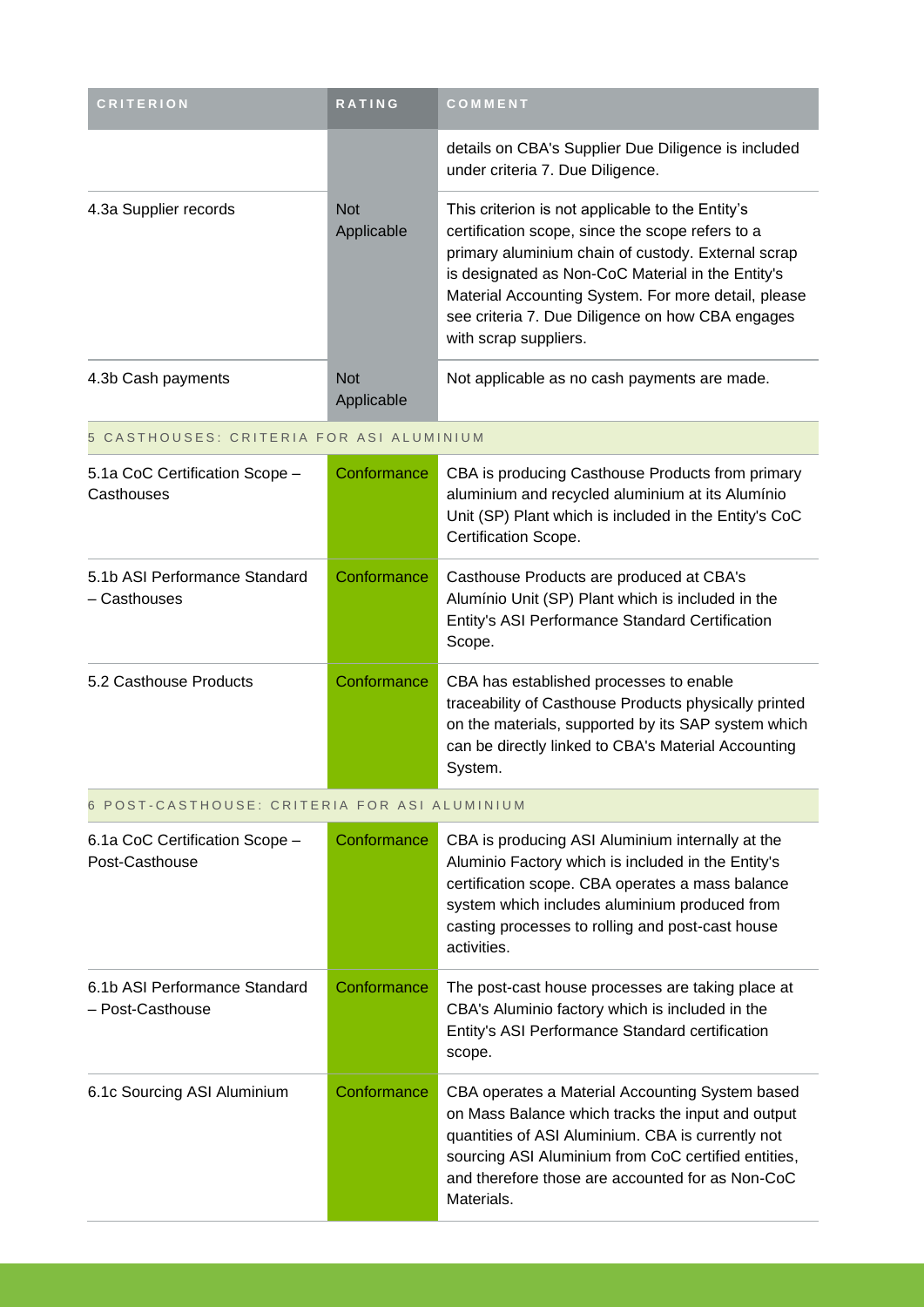| CRITERION | RATING | COMMENT |
|---|---|---|
| | | details on CBA's Supplier Due Diligence is included under criteria 7. Due Diligence. |
| 4.3a Supplier records | Not Applicable | This criterion is not applicable to the Entity's certification scope, since the scope refers to a primary aluminium chain of custody. External scrap is designated as Non-CoC Material in the Entity's Material Accounting System. For more detail, please see criteria 7. Due Diligence on how CBA engages with scrap suppliers. |
| 4.3b Cash payments | Not Applicable | Not applicable as no cash payments are made. |
| **5 CASTHOUSES: CRITERIA FOR ASI ALUMINIUM** | | |
| 5.1a CoC Certification Scope – Casthouses | Conformance | CBA is producing Casthouse Products from primary aluminium and recycled aluminium at its Alumínio Unit (SP) Plant which is included in the Entity's CoC Certification Scope. |
| 5.1b ASI Performance Standard – Casthouses | Conformance | Casthouse Products are produced at CBA's Alumínio Unit (SP) Plant which is included in the Entity's ASI Performance Standard Certification Scope. |
| 5.2 Casthouse Products | Conformance | CBA has established processes to enable traceability of Casthouse Products physically printed on the materials, supported by its SAP system which can be directly linked to CBA's Material Accounting System. |
| **6 POST-CASTHOUSE: CRITERIA FOR ASI ALUMINIUM** | | |
| 6.1a CoC Certification Scope – Post-Casthouse | Conformance | CBA is producing ASI Aluminium internally at the Aluminio Factory which is included in the Entity's certification scope. CBA operates a mass balance system which includes aluminium produced from casting processes to rolling and post-cast house activities. |
| 6.1b ASI Performance Standard – Post-Casthouse | Conformance | The post-cast house processes are taking place at CBA's Aluminio factory which is included in the Entity's ASI Performance Standard certification scope. |
| 6.1c Sourcing ASI Aluminium | Conformance | CBA operates a Material Accounting System based on Mass Balance which tracks the input and output quantities of ASI Aluminium. CBA is currently not sourcing ASI Aluminium from CoC certified entities, and therefore those are accounted for as Non-CoC Materials. |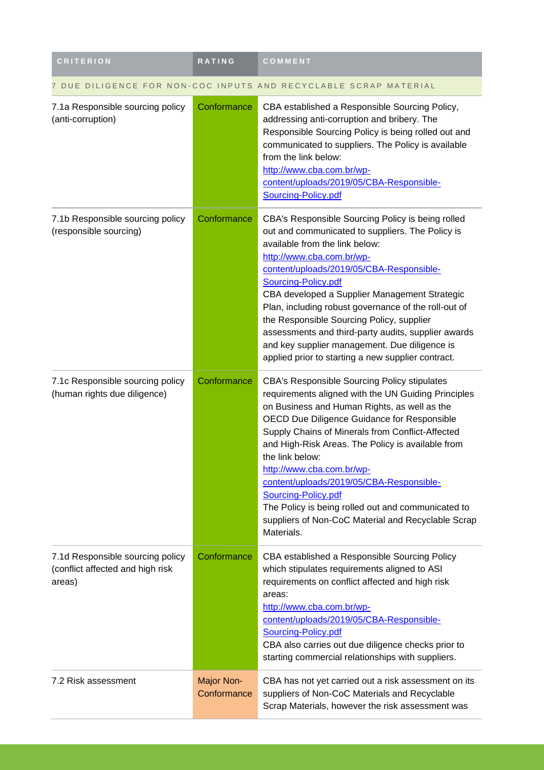| CRITERION | RATING | COMMENT |
|---|---|---|
| **7 DUE DILIGENCE FOR NON-COC INPUTS AND RECYCLABLE SCRAP MATERIAL** | | |
| 7.1a Responsible sourcing policy (anti-corruption) | Conformance | CBA established a Responsible Sourcing Policy, addressing anti-corruption and bribery. The Responsible Sourcing Policy is being rolled out and communicated to suppliers. The Policy is available from the link below: [http://www.cba.com.br/wp-content/uploads/2019/05/CBA-Responsible-Sourcing-Policy.pdf](http://www.cba.com.br/wp-content/uploads/2019/05/CBA-Responsible-Sourcing-Policy.pdf) |
| 7.1b Responsible sourcing policy (responsible sourcing) | Conformance | CBA's Responsible Sourcing Policy is being rolled out and communicated to suppliers. The Policy is available from the link below: [http://www.cba.com.br/wp-content/uploads/2019/05/CBA-Responsible-Sourcing-Policy.pdf](http://www.cba.com.br/wp-content/uploads/2019/05/CBA-Responsible-Sourcing-Policy.pdf) CBA developed a Supplier Management Strategic Plan, including robust governance of the roll-out of the Responsible Sourcing Policy, supplier assessments and third-party audits, supplier awards and key supplier management. Due diligence is applied prior to starting a new supplier contract. |
| 7.1c Responsible sourcing policy (human rights due diligence) | Conformance | CBA's Responsible Sourcing Policy stipulates requirements aligned with the UN Guiding Principles on Business and Human Rights, as well as the OECD Due Diligence Guidance for Responsible Supply Chains of Minerals from Conflict-Affected and High-Risk Areas. The Policy is available from the link below: [http://www.cba.com.br/wp-content/uploads/2019/05/CBA-Responsible-Sourcing-Policy.pdf](http://www.cba.com.br/wp-content/uploads/2019/05/CBA-Responsible-Sourcing-Policy.pdf) The Policy is being rolled out and communicated to suppliers of Non-CoC Material and Recyclable Scrap Materials. |
| 7.1d Responsible sourcing policy (conflict affected and high risk areas) | Conformance | CBA established a Responsible Sourcing Policy which stipulates requirements aligned to ASI requirements on conflict affected and high risk areas: [http://www.cba.com.br/wp-content/uploads/2019/05/CBA-Responsible-Sourcing-Policy.pdf](http://www.cba.com.br/wp-content/uploads/2019/05/CBA-Responsible-Sourcing-Policy.pdf) CBA also carries out due diligence checks prior to starting commercial relationships with suppliers. |
| 7.2 Risk assessment | Major Non-Conformance | CBA has not yet carried out a risk assessment on its suppliers of Non-CoC Materials and Recyclable Scrap Materials, however the risk assessment was |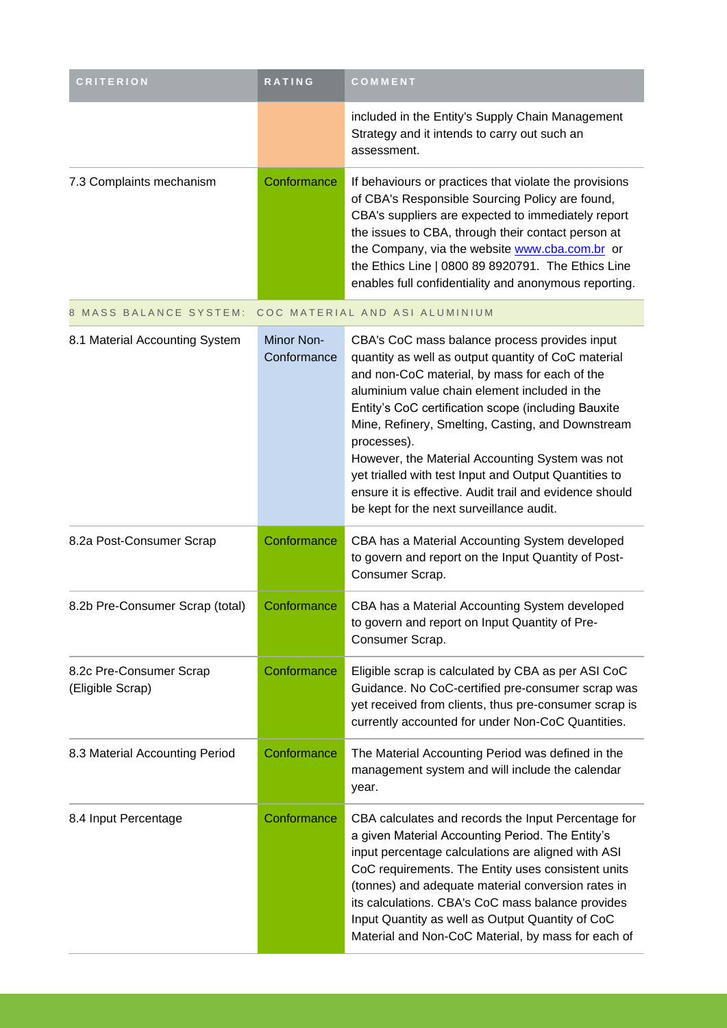| CRITERION | RATING | COMMENT |
| --- | --- | --- |
| | | included in the Entity's Supply Chain Management Strategy and it intends to carry out such an assessment. |
| 7.3 Complaints mechanism | Conformance | If behaviours or practices that violate the provisions of CBA's Responsible Sourcing Policy are found, CBA's suppliers are expected to immediately report the issues to CBA, through their contact person at the Company, via the website www.cba.com.br or the Ethics Line \| 0800 89 8920791. The Ethics Line enables full confidentiality and anonymous reporting. |
| 8 MASS BALANCE SYSTEM: COC MATERIAL AND ASI ALUMINIUM | | |
| 8.1 Material Accounting System | Minor Non-Conformance | CBA's CoC mass balance process provides input quantity as well as output quantity of CoC material and non-CoC material, by mass for each of the aluminium value chain element included in the Entity's CoC certification scope (including Bauxite Mine, Refinery, Smelting, Casting, and Downstream processes).<br>However, the Material Accounting System was not yet trialled with test Input and Output Quantities to ensure it is effective. Audit trail and evidence should be kept for the next surveillance audit. |
| 8.2a Post-Consumer Scrap | Conformance | CBA has a Material Accounting System developed to govern and report on the Input Quantity of Post-Consumer Scrap. |
| 8.2b Pre-Consumer Scrap (total) | Conformance | CBA has a Material Accounting System developed to govern and report on Input Quantity of Pre-Consumer Scrap. |
| 8.2c Pre-Consumer Scrap (Eligible Scrap) | Conformance | Eligible scrap is calculated by CBA as per ASI CoC Guidance. No CoC-certified pre-consumer scrap was yet received from clients, thus pre-consumer scrap is currently accounted for under Non-CoC Quantities. |
| 8.3 Material Accounting Period | Conformance | The Material Accounting Period was defined in the management system and will include the calendar year. |
| 8.4 Input Percentage | Conformance | CBA calculates and records the Input Percentage for a given Material Accounting Period. The Entity's input percentage calculations are aligned with ASI CoC requirements. The Entity uses consistent units (tonnes) and adequate material conversion rates in its calculations. CBA's CoC mass balance provides Input Quantity as well as Output Quantity of CoC Material and Non-CoC Material, by mass for each of |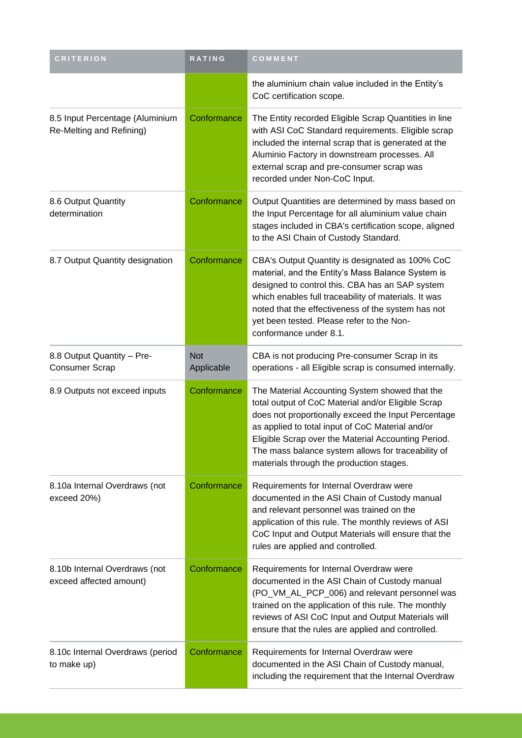| CRITERION | RATING | COMMENT |
| --- | --- | --- |
| | | the aluminium chain value included in the Entity's CoC certification scope. |
| 8.5 Input Percentage (Aluminium Re-Melting and Refining) | Conformance | The Entity recorded Eligible Scrap Quantities in line with ASI CoC Standard requirements. Eligible scrap included the internal scrap that is generated at the Aluminio Factory in downstream processes. All external scrap and pre-consumer scrap was recorded under Non-CoC Input. |
| 8.6 Output Quantity determination | Conformance | Output Quantities are determined by mass based on the Input Percentage for all aluminium value chain stages included in CBA's certification scope, aligned to the ASI Chain of Custody Standard. |
| 8.7 Output Quantity designation | Conformance | CBA's Output Quantity is designated as 100% CoC material, and the Entity's Mass Balance System is designed to control this. CBA has an SAP system which enables full traceability of materials. It was noted that the effectiveness of the system has not yet been tested. Please refer to the Non-conformance under 8.1. |
| 8.8 Output Quantity – Pre-Consumer Scrap | Not Applicable | CBA is not producing Pre-consumer Scrap in its operations - all Eligible scrap is consumed internally. |
| 8.9 Outputs not exceed inputs | Conformance | The Material Accounting System showed that the total output of CoC Material and/or Eligible Scrap does not proportionally exceed the Input Percentage as applied to total input of CoC Material and/or Eligible Scrap over the Material Accounting Period. The mass balance system allows for traceability of materials through the production stages. |
| 8.10a Internal Overdraws (not exceed 20%) | Conformance | Requirements for Internal Overdraw were documented in the ASI Chain of Custody manual and relevant personnel was trained on the application of this rule. The monthly reviews of ASI CoC Input and Output Materials will ensure that the rules are applied and controlled. |
| 8.10b Internal Overdraws (not exceed affected amount) | Conformance | Requirements for Internal Overdraw were documented in the ASI Chain of Custody manual (PO_VM_AL_PCP_006) and relevant personnel was trained on the application of this rule. The monthly reviews of ASI CoC Input and Output Materials will ensure that the rules are applied and controlled. |
| 8.10c Internal Overdraws (period to make up) | Conformance | Requirements for Internal Overdraw were documented in the ASI Chain of Custody manual, including the requirement that the Internal Overdraw |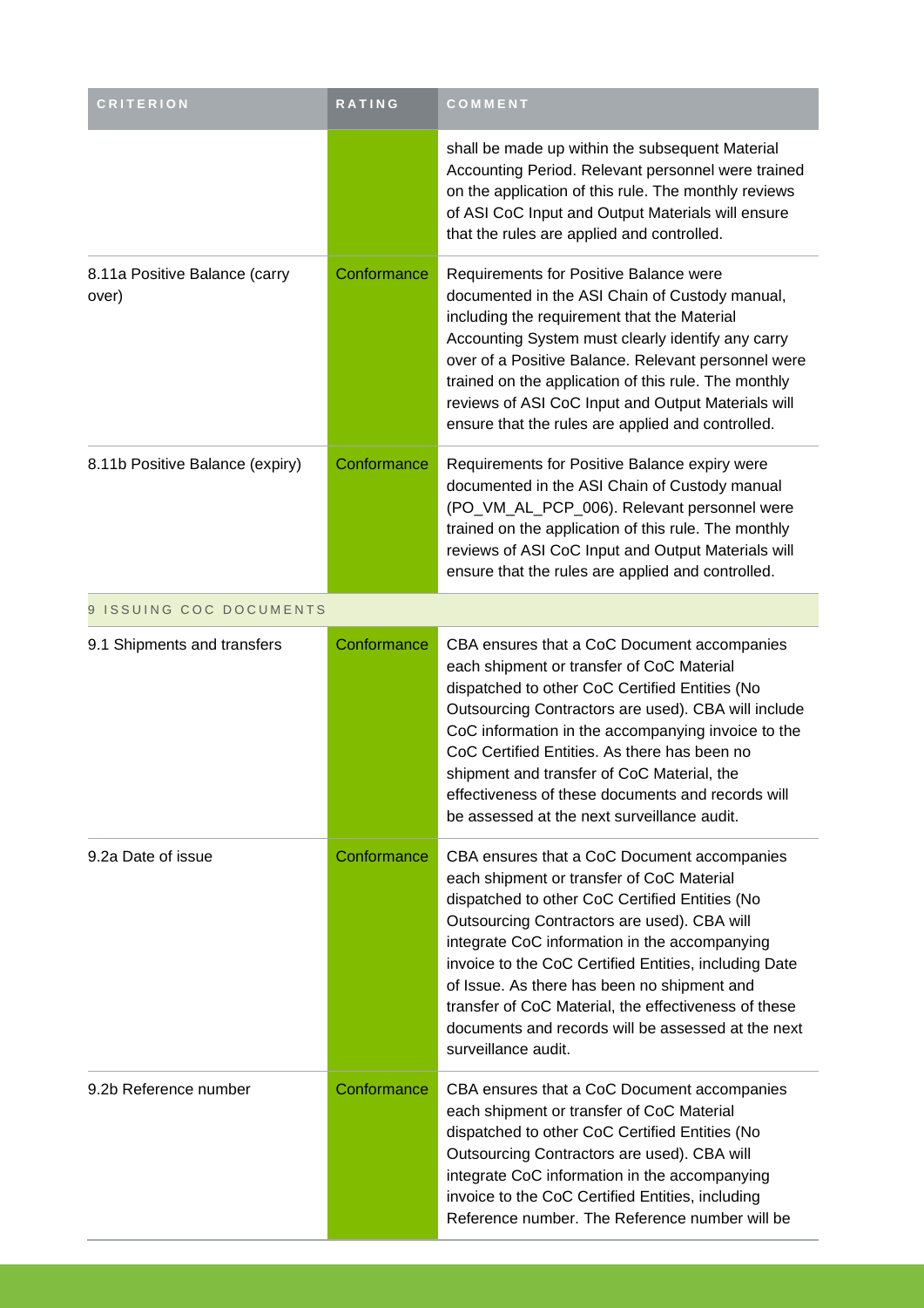| CRITERION | RATING | COMMENT |
| --- | --- | --- |
| | | shall be made up within the subsequent Material Accounting Period. Relevant personnel were trained on the application of this rule. The monthly reviews of ASI CoC Input and Output Materials will ensure that the rules are applied and controlled. |
| 8.11a Positive Balance (carry over) | Conformance | Requirements for Positive Balance were documented in the ASI Chain of Custody manual, including the requirement that the Material Accounting System must clearly identify any carry over of a Positive Balance. Relevant personnel were trained on the application of this rule. The monthly reviews of ASI CoC Input and Output Materials will ensure that the rules are applied and controlled. |
| 8.11b Positive Balance (expiry) | Conformance | Requirements for Positive Balance expiry were documented in the ASI Chain of Custody manual (PO_VM_AL_PCP_006). Relevant personnel were trained on the application of this rule. The monthly reviews of ASI CoC Input and Output Materials will ensure that the rules are applied and controlled. |
| 9 ISSUING COC DOCUMENTS | | |
| 9.1 Shipments and transfers | Conformance | CBA ensures that a CoC Document accompanies each shipment or transfer of CoC Material dispatched to other CoC Certified Entities (No Outsourcing Contractors are used). CBA will include CoC information in the accompanying invoice to the CoC Certified Entities. As there has been no shipment and transfer of CoC Material, the effectiveness of these documents and records will be assessed at the next surveillance audit. |
| 9.2a Date of issue | Conformance | CBA ensures that a CoC Document accompanies each shipment or transfer of CoC Material dispatched to other CoC Certified Entities (No Outsourcing Contractors are used). CBA will integrate CoC information in the accompanying invoice to the CoC Certified Entities, including Date of Issue. As there has been no shipment and transfer of CoC Material, the effectiveness of these documents and records will be assessed at the next surveillance audit. |
| 9.2b Reference number | Conformance | CBA ensures that a CoC Document accompanies each shipment or transfer of CoC Material dispatched to other CoC Certified Entities (No Outsourcing Contractors are used). CBA will integrate CoC information in the accompanying invoice to the CoC Certified Entities, including Reference number. The Reference number will be |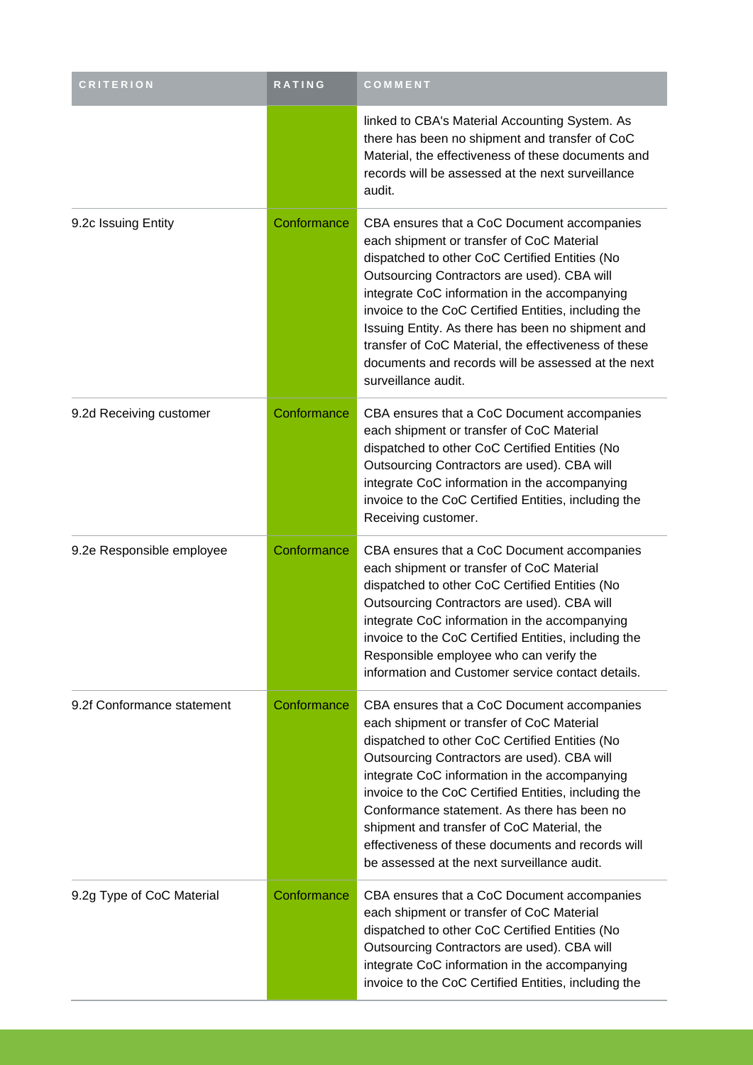| CRITERION | RATING | COMMENT |
| --- | --- | --- |
| | | linked to CBA's Material Accounting System. As there has been no shipment and transfer of CoC Material, the effectiveness of these documents and records will be assessed at the next surveillance audit. |
| 9.2c Issuing Entity | Conformance | CBA ensures that a CoC Document accompanies each shipment or transfer of CoC Material dispatched to other CoC Certified Entities (No Outsourcing Contractors are used). CBA will integrate CoC information in the accompanying invoice to the CoC Certified Entities, including the Issuing Entity. As there has been no shipment and transfer of CoC Material, the effectiveness of these documents and records will be assessed at the next surveillance audit. |
| 9.2d Receiving customer | Conformance | CBA ensures that a CoC Document accompanies each shipment or transfer of CoC Material dispatched to other CoC Certified Entities (No Outsourcing Contractors are used). CBA will integrate CoC information in the accompanying invoice to the CoC Certified Entities, including the Receiving customer. |
| 9.2e Responsible employee | Conformance | CBA ensures that a CoC Document accompanies each shipment or transfer of CoC Material dispatched to other CoC Certified Entities (No Outsourcing Contractors are used). CBA will integrate CoC information in the accompanying invoice to the CoC Certified Entities, including the Responsible employee who can verify the information and Customer service contact details. |
| 9.2f Conformance statement | Conformance | CBA ensures that a CoC Document accompanies each shipment or transfer of CoC Material dispatched to other CoC Certified Entities (No Outsourcing Contractors are used). CBA will integrate CoC information in the accompanying invoice to the CoC Certified Entities, including the Conformance statement. As there has been no shipment and transfer of CoC Material, the effectiveness of these documents and records will be assessed at the next surveillance audit. |
| 9.2g Type of CoC Material | Conformance | CBA ensures that a CoC Document accompanies each shipment or transfer of CoC Material dispatched to other CoC Certified Entities (No Outsourcing Contractors are used). CBA will integrate CoC information in the accompanying invoice to the CoC Certified Entities, including the |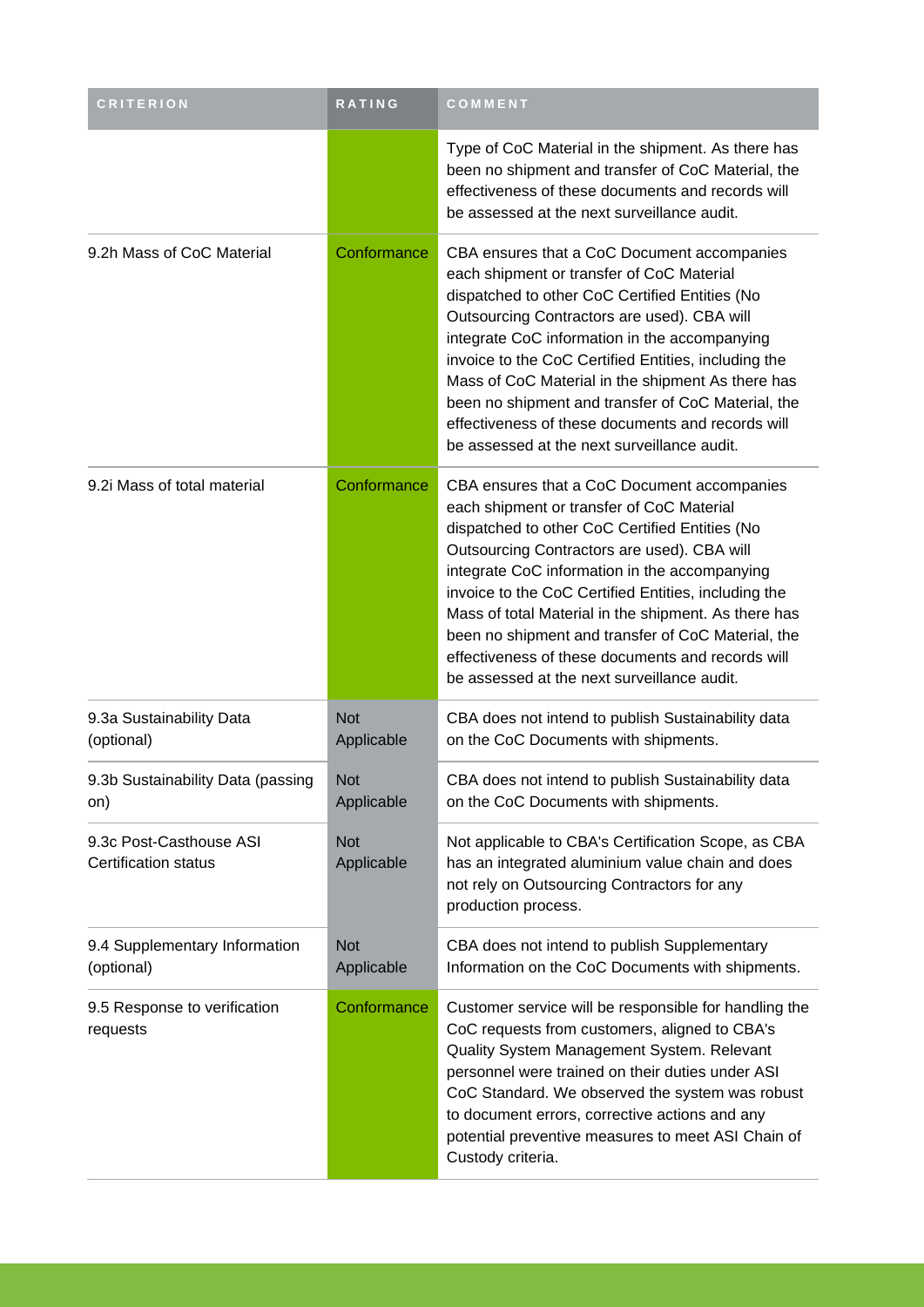| CRITERION | RATING | COMMENT |
|---|---|---|
| | | Type of CoC Material in the shipment. As there has been no shipment and transfer of CoC Material, the effectiveness of these documents and records will be assessed at the next surveillance audit. |
| 9.2h Mass of CoC Material | Conformance | CBA ensures that a CoC Document accompanies each shipment or transfer of CoC Material dispatched to other CoC Certified Entities (No Outsourcing Contractors are used). CBA will integrate CoC information in the accompanying invoice to the CoC Certified Entities, including the Mass of CoC Material in the shipment As there has been no shipment and transfer of CoC Material, the effectiveness of these documents and records will be assessed at the next surveillance audit. |
| 9.2i Mass of total material | Conformance | CBA ensures that a CoC Document accompanies each shipment or transfer of CoC Material dispatched to other CoC Certified Entities (No Outsourcing Contractors are used). CBA will integrate CoC information in the accompanying invoice to the CoC Certified Entities, including the Mass of total Material in the shipment. As there has been no shipment and transfer of CoC Material, the effectiveness of these documents and records will be assessed at the next surveillance audit. |
| 9.3a Sustainability Data (optional) | Not Applicable | CBA does not intend to publish Sustainability data on the CoC Documents with shipments. |
| 9.3b Sustainability Data (passing on) | Not Applicable | CBA does not intend to publish Sustainability data on the CoC Documents with shipments. |
| 9.3c Post-Casthouse ASI Certification status | Not Applicable | Not applicable to CBA's Certification Scope, as CBA has an integrated aluminium value chain and does not rely on Outsourcing Contractors for any production process. |
| 9.4 Supplementary Information (optional) | Not Applicable | CBA does not intend to publish Supplementary Information on the CoC Documents with shipments. |
| 9.5 Response to verification requests | Conformance | Customer service will be responsible for handling the CoC requests from customers, aligned to CBA's Quality System Management System. Relevant personnel were trained on their duties under ASI CoC Standard. We observed the system was robust to document errors, corrective actions and any potential preventive measures to meet ASI Chain of Custody criteria. |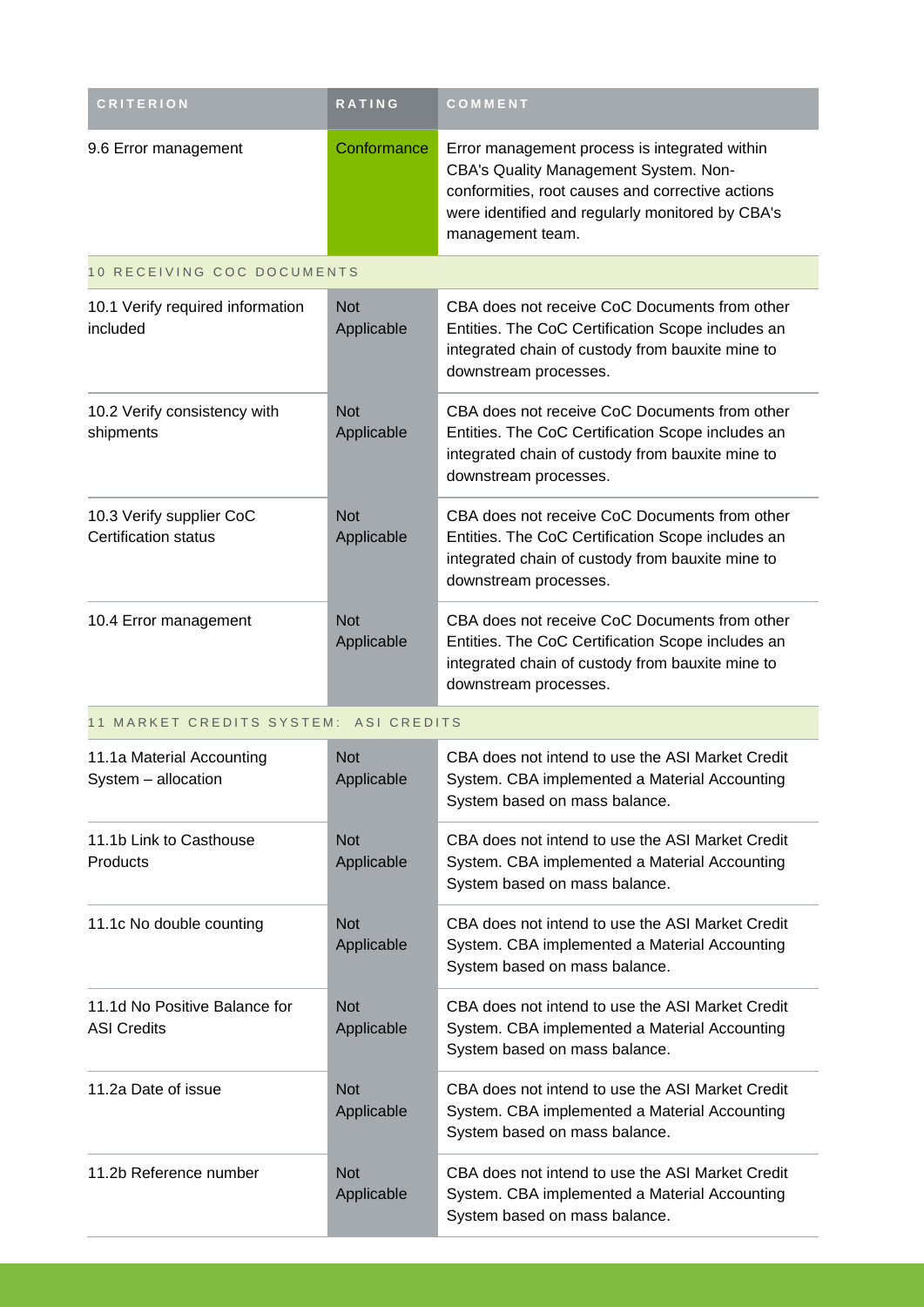| CRITERION | RATING | COMMENT |
| --- | --- | --- |
| 9.6 Error management | Conformance | Error management process is integrated within CBA's Quality Management System. Non-conformities, root causes and corrective actions were identified and regularly monitored by CBA's management team. |
| **10 RECEIVING COC DOCUMENTS** | | |
| 10.1 Verify required information included | Not Applicable | CBA does not receive CoC Documents from other Entities. The CoC Certification Scope includes an integrated chain of custody from bauxite mine to downstream processes. |
| 10.2 Verify consistency with shipments | Not Applicable | CBA does not receive CoC Documents from other Entities. The CoC Certification Scope includes an integrated chain of custody from bauxite mine to downstream processes. |
| 10.3 Verify supplier CoC Certification status | Not Applicable | CBA does not receive CoC Documents from other Entities. The CoC Certification Scope includes an integrated chain of custody from bauxite mine to downstream processes. |
| 10.4 Error management | Not Applicable | CBA does not receive CoC Documents from other Entities. The CoC Certification Scope includes an integrated chain of custody from bauxite mine to downstream processes. |
| **11 MARKET CREDITS SYSTEM: ASI CREDITS** | | |
| 11.1a Material Accounting System – allocation | Not Applicable | CBA does not intend to use the ASI Market Credit System. CBA implemented a Material Accounting System based on mass balance. |
| 11.1b Link to Casthouse Products | Not Applicable | CBA does not intend to use the ASI Market Credit System. CBA implemented a Material Accounting System based on mass balance. |
| 11.1c No double counting | Not Applicable | CBA does not intend to use the ASI Market Credit System. CBA implemented a Material Accounting System based on mass balance. |
| 11.1d No Positive Balance for ASI Credits | Not Applicable | CBA does not intend to use the ASI Market Credit System. CBA implemented a Material Accounting System based on mass balance. |
| 11.2a Date of issue | Not Applicable | CBA does not intend to use the ASI Market Credit System. CBA implemented a Material Accounting System based on mass balance. |
| 11.2b Reference number | Not Applicable | CBA does not intend to use the ASI Market Credit System. CBA implemented a Material Accounting System based on mass balance. |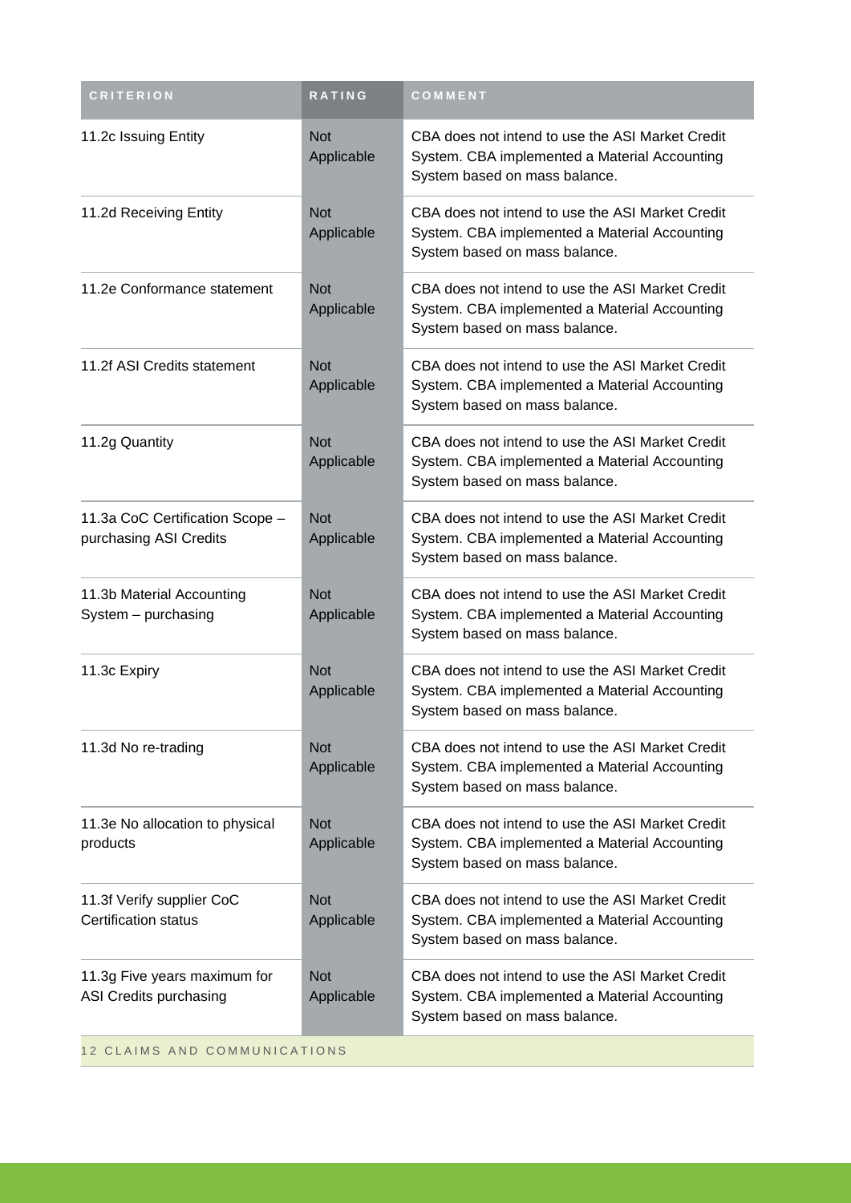| CRITERION | RATING | COMMENT |
|---|---|---|
| 11.2c Issuing Entity | Not Applicable | CBA does not intend to use the ASI Market Credit System. CBA implemented a Material Accounting System based on mass balance. |
| 11.2d Receiving Entity | Not Applicable | CBA does not intend to use the ASI Market Credit System. CBA implemented a Material Accounting System based on mass balance. |
| 11.2e Conformance statement | Not Applicable | CBA does not intend to use the ASI Market Credit System. CBA implemented a Material Accounting System based on mass balance. |
| 11.2f ASI Credits statement | Not Applicable | CBA does not intend to use the ASI Market Credit System. CBA implemented a Material Accounting System based on mass balance. |
| 11.2g Quantity | Not Applicable | CBA does not intend to use the ASI Market Credit System. CBA implemented a Material Accounting System based on mass balance. |
| 11.3a CoC Certification Scope – purchasing ASI Credits | Not Applicable | CBA does not intend to use the ASI Market Credit System. CBA implemented a Material Accounting System based on mass balance. |
| 11.3b Material Accounting System – purchasing | Not Applicable | CBA does not intend to use the ASI Market Credit System. CBA implemented a Material Accounting System based on mass balance. |
| 11.3c Expiry | Not Applicable | CBA does not intend to use the ASI Market Credit System. CBA implemented a Material Accounting System based on mass balance. |
| 11.3d No re-trading | Not Applicable | CBA does not intend to use the ASI Market Credit System. CBA implemented a Material Accounting System based on mass balance. |
| 11.3e No allocation to physical products | Not Applicable | CBA does not intend to use the ASI Market Credit System. CBA implemented a Material Accounting System based on mass balance. |
| 11.3f Verify supplier CoC Certification status | Not Applicable | CBA does not intend to use the ASI Market Credit System. CBA implemented a Material Accounting System based on mass balance. |
| 11.3g Five years maximum for ASI Credits purchasing | Not Applicable | CBA does not intend to use the ASI Market Credit System. CBA implemented a Material Accounting System based on mass balance. |
| 12 CLAIMS AND COMMUNICATIONS | | |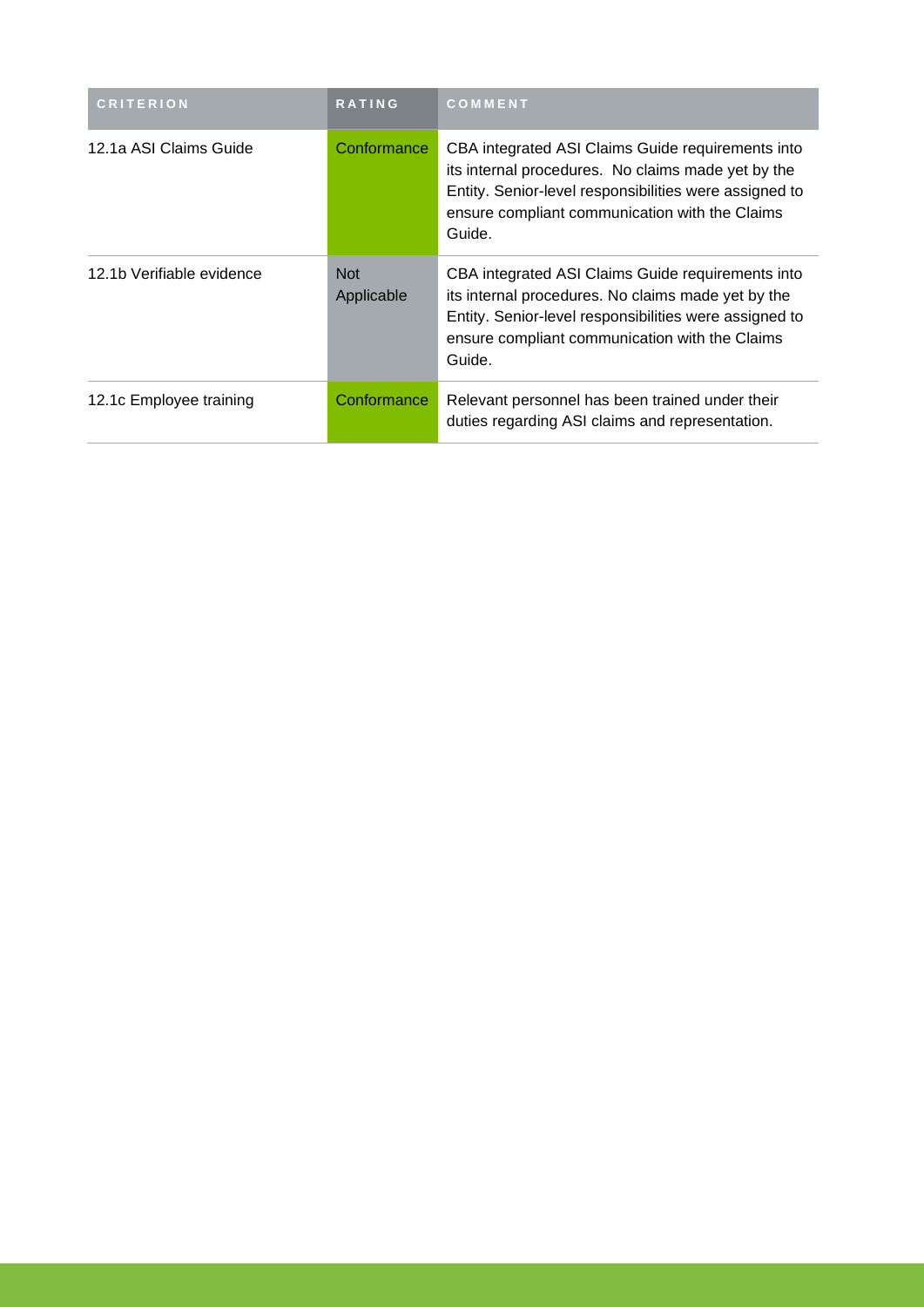| CRITERION | RATING | COMMENT |
|---|---|---|
| 12.1a ASI Claims Guide | Conformance | CBA integrated ASI Claims Guide requirements into its internal procedures. No claims made yet by the Entity. Senior-level responsibilities were assigned to ensure compliant communication with the Claims Guide. |
| 12.1b Verifiable evidence | Not Applicable | CBA integrated ASI Claims Guide requirements into its internal procedures. No claims made yet by the Entity. Senior-level responsibilities were assigned to ensure compliant communication with the Claims Guide. |
| 12.1c Employee training | Conformance | Relevant personnel has been trained under their duties regarding ASI claims and representation. |